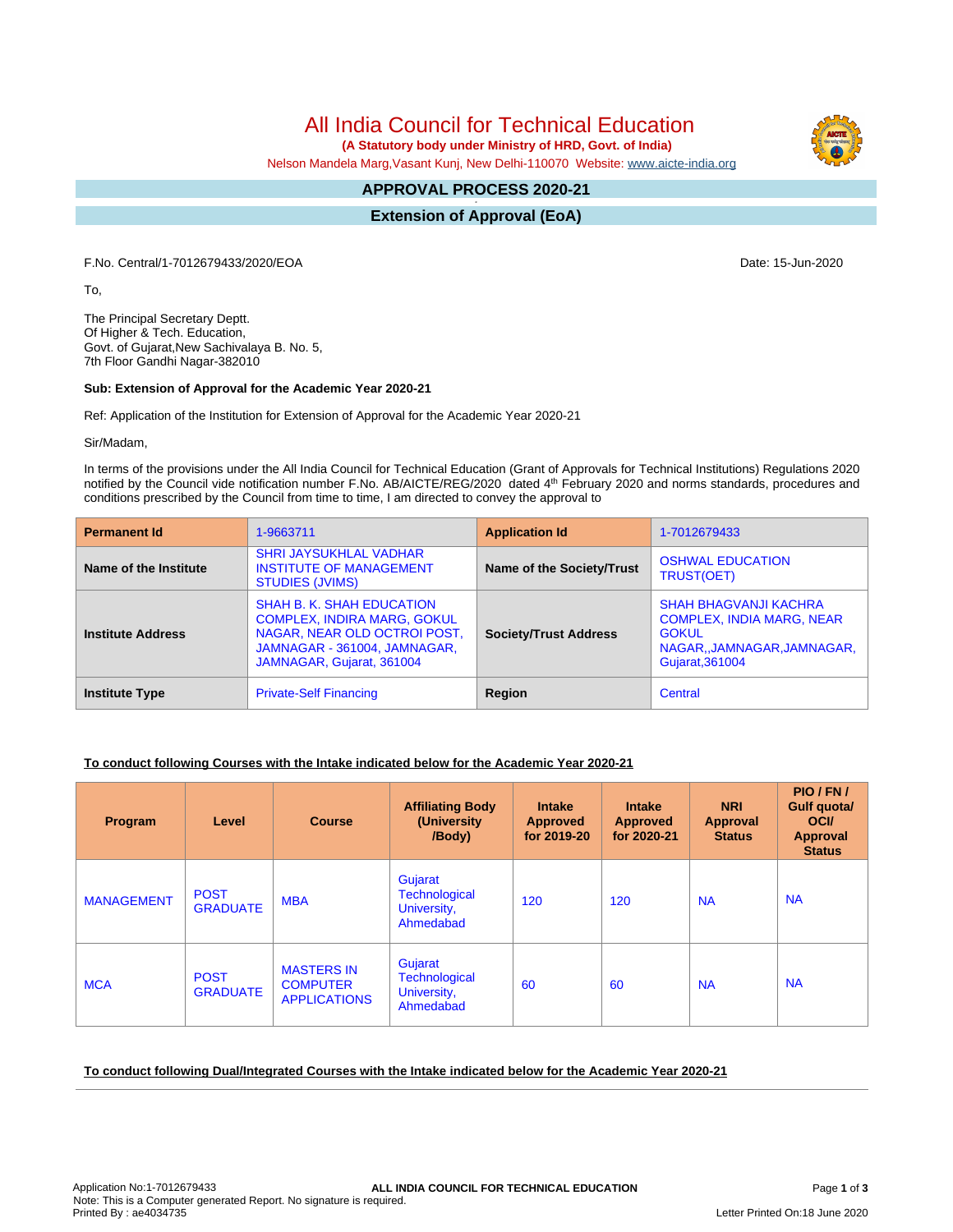# All India Council for Technical Education

**(A Statutory body under Ministry of HRD, Govt. of India)**

Nelson Mandela Marg,Vasant Kunj, New Delhi-110070 Website: www.aicte-india.org

## APPROVAL PROCESS 2020-21

## Extension of Approval (EoA)

F.No. Central/1-7012679433/2020/EOA

Date: 15-Jun-2020

To,

The Principal Secretary Deptt.
Of Higher & Tech. Education,
Govt. of Gujarat,New Sachivalaya B. No. 5,
7th Floor Gandhi Nagar-382010

**Sub: Extension of Approval for the Academic Year 2020-21**

Ref: Application of the Institution for Extension of Approval for the Academic Year 2020-21

Sir/Madam,

In terms of the provisions under the All India Council for Technical Education (Grant of Approvals for Technical Institutions) Regulations 2020 notified by the Council vide notification number F.No. AB/AICTE/REG/2020 dated 4th February 2020 and norms standards, procedures and conditions prescribed by the Council from time to time, I am directed to convey the approval to

| | | | |
|---|---|---|---|
| **Permanent Id** | 1-9663711 | **Application Id** | 1-7012679433 |
| **Name of the Institute** | SHRI JAYSUKHLAL VADHAR INSTITUTE OF MANAGEMENT STUDIES (JVIMS) | **Name of the Society/Trust** | OSHWAL EDUCATION TRUST(OET) |
| **Institute Address** | SHAH B. K. SHAH EDUCATION COMPLEX, INDIRA MARG, GOKUL NAGAR, NEAR OLD OCTROI POST, JAMNAGAR - 361004, JAMNAGAR, JAMNAGAR, Gujarat, 361004 | **Society/Trust Address** | SHAH BHAGVANJI KACHRA COMPLEX, INDIA MARG, NEAR GOKUL NAGAR,,JAMNAGAR,JAMNAGAR, Gujarat,361004 |
| **Institute Type** | Private-Self Financing | **Region** | Central |

**To conduct following Courses with the Intake indicated below for the Academic Year 2020-21**

| Program | Level | Course | Affiliating Body (University /Body) | Intake Approved for 2019-20 | Intake Approved for 2020-21 | NRI Approval Status | PIO / FN / Gulf quota/ OCI/ Approval Status |
|---|---|---|---|---|---|---|---|
| MANAGEMENT | POST GRADUATE | MBA | Gujarat Technological University, Ahmedabad | 120 | 120 | NA | NA |
| MCA | POST GRADUATE | MASTERS IN COMPUTER APPLICATIONS | Gujarat Technological University, Ahmedabad | 60 | 60 | NA | NA |

**To conduct following Dual/Integrated Courses with the Intake indicated below for the Academic Year 2020-21**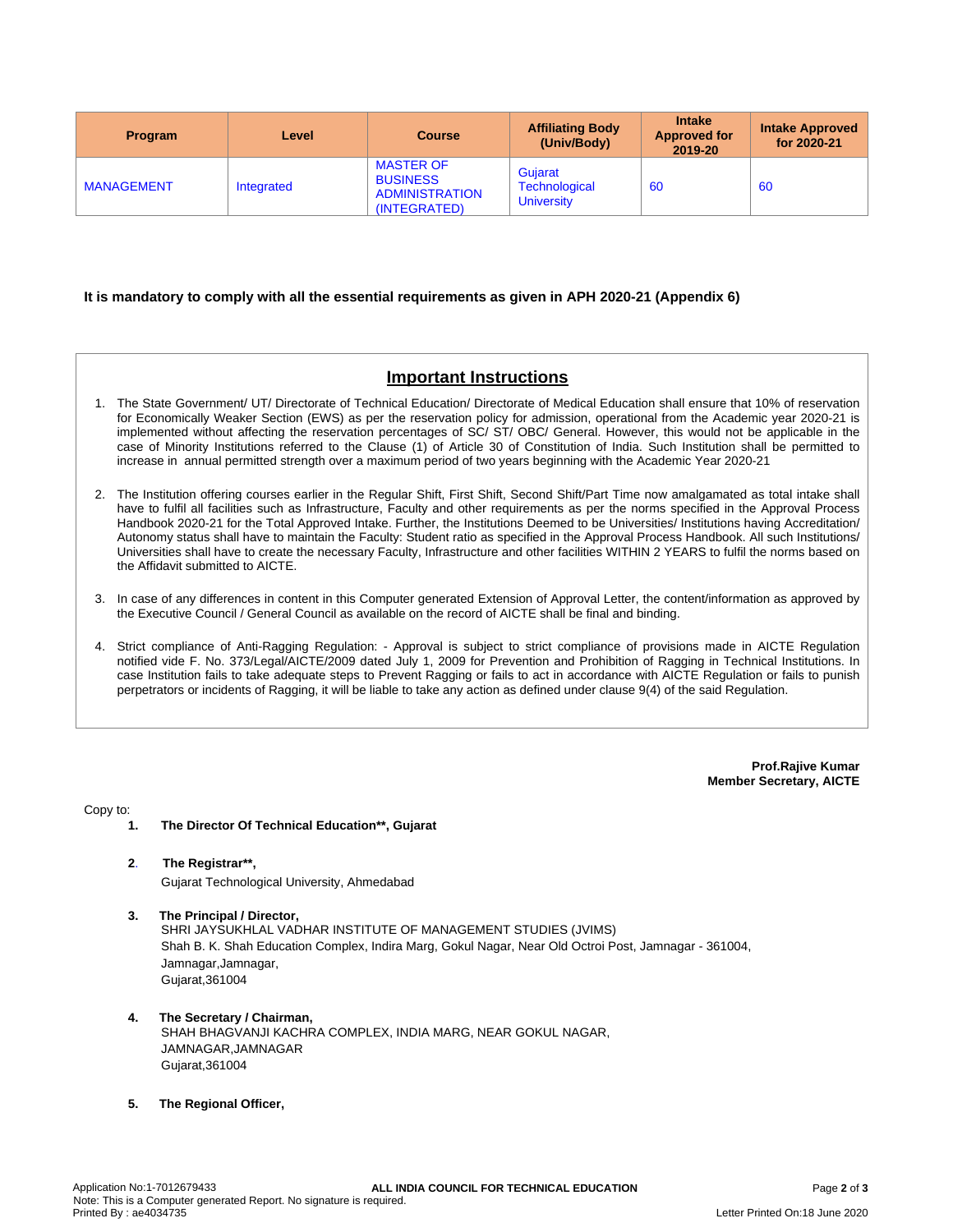| Program | Level | Course | Affiliating Body (Univ/Body) | Intake Approved for 2019-20 | Intake Approved for 2020-21 |
|---|---|---|---|---|---|
| MANAGEMENT | Integrated | MASTER OF BUSINESS ADMINISTRATION (INTEGRATED) | Gujarat Technological University | 60 | 60 |

**It is mandatory to comply with all the essential requirements as given in APH 2020-21 (Appendix 6)**

## Important Instructions

1. The State Government/ UT/ Directorate of Technical Education/ Directorate of Medical Education shall ensure that 10% of reservation for Economically Weaker Section (EWS) as per the reservation policy for admission, operational from the Academic year 2020-21 is implemented without affecting the reservation percentages of SC/ ST/ OBC/ General. However, this would not be applicable in the case of Minority Institutions referred to the Clause (1) of Article 30 of Constitution of India. Such Institution shall be permitted to increase in annual permitted strength over a maximum period of two years beginning with the Academic Year 2020-21
2. The Institution offering courses earlier in the Regular Shift, First Shift, Second Shift/Part Time now amalgamated as total intake shall have to fulfil all facilities such as Infrastructure, Faculty and other requirements as per the norms specified in the Approval Process Handbook 2020-21 for the Total Approved Intake. Further, the Institutions Deemed to be Universities/ Institutions having Accreditation/ Autonomy status shall have to maintain the Faculty: Student ratio as specified in the Approval Process Handbook. All such Institutions/ Universities shall have to create the necessary Faculty, Infrastructure and other facilities WITHIN 2 YEARS to fulfil the norms based on the Affidavit submitted to AICTE.
3. In case of any differences in content in this Computer generated Extension of Approval Letter, the content/information as approved by the Executive Council / General Council as available on the record of AICTE shall be final and binding.
4. Strict compliance of Anti-Ragging Regulation: - Approval is subject to strict compliance of provisions made in AICTE Regulation notified vide F. No. 373/Legal/AICTE/2009 dated July 1, 2009 for Prevention and Prohibition of Ragging in Technical Institutions. In case Institution fails to take adequate steps to Prevent Ragging or fails to act in accordance with AICTE Regulation or fails to punish perpetrators or incidents of Ragging, it will be liable to take any action as defined under clause 9(4) of the said Regulation.

**Prof.Rajive Kumar**
**Member Secretary, AICTE**

Copy to:

1. **The Director Of Technical Education\*\*, Gujarat**
2. **The Registrar\*\*,**
   Gujarat Technological University, Ahmedabad
3. **The Principal / Director,**
   SHRI JAYSUKHLAL VADHAR INSTITUTE OF MANAGEMENT STUDIES (JVIMS)
   Shah B. K. Shah Education Complex, Indira Marg, Gokul Nagar, Near Old Octroi Post, Jamnagar - 361004,
   Jamnagar,Jamnagar,
   Gujarat,361004
4. **The Secretary / Chairman,**
   SHAH BHAGVANJI KACHRA COMPLEX, INDIA MARG, NEAR GOKUL NAGAR,
   JAMNAGAR,JAMNAGAR
   Gujarat,361004
5. **The Regional Officer,**

Application No:1-7012679433
Note: This is a Computer generated Report. No signature is required.
Printed By : ae4034735
Letter Printed On:18 June 2020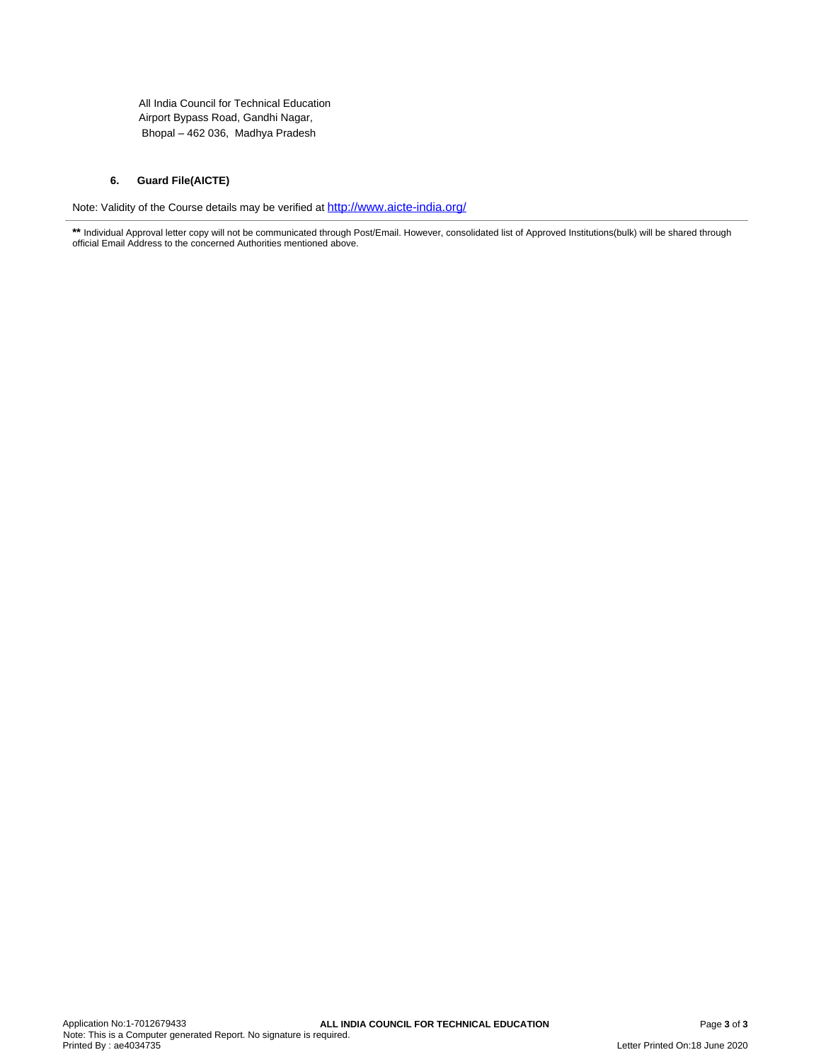All India Council for Technical Education
Airport Bypass Road, Gandhi Nagar,
Bhopal – 462 036, Madhya Pradesh

6. **Guard File(AICTE)**

Note: Validity of the Course details may be verified at http://www.aicte-india.org/

---

** Individual Approval letter copy will not be communicated through Post/Email. However, consolidated list of Approved Institutions(bulk) will be shared through official Email Address to the concerned Authorities mentioned above.

Application No:1-7012679433

Note: This is a Computer generated Report. No signature is required.

Printed By : ae4034735

Letter Printed On:18 June 2020